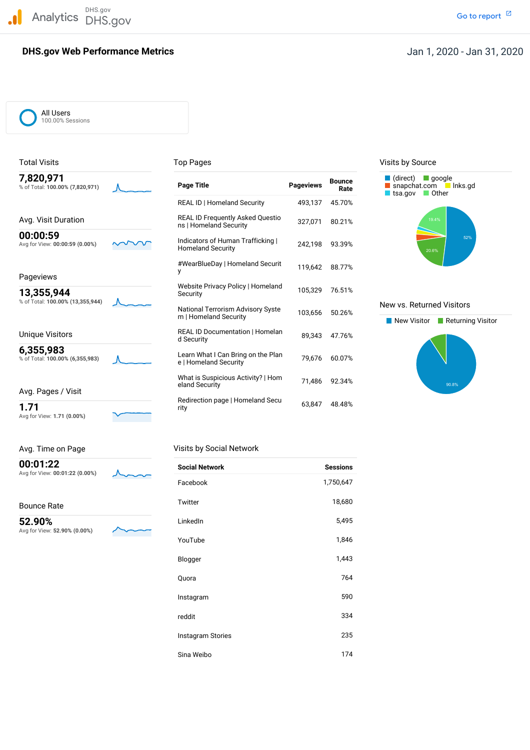Analytics DHS.gov DHS.gov

Go to report

# DHS.gov Web Performance Metrics

Jan 1, 2020 - Jan 31, 2020

All Users
100.00% Sessions

## Total Visits

**7,820,971**
% of Total: **100.00% (7,820,971)**

## Avg. Visit Duration

**00:00:59**
Avg for View: **00:00:59 (0.00%)**

## Pageviews

**13,355,944**
% of Total: **100.00% (13,355,944)**

## Unique Visitors

**6,355,983**
% of Total: **100.00% (6,355,983)**

## Avg. Pages / Visit

**1.71**
Avg for View: **1.71 (0.00%)**

## Avg. Time on Page

**00:01:22**
Avg for View: **00:01:22 (0.00%)**

## Bounce Rate

**52.90%**
Avg for View: **52.90% (0.00%)**

## Top Pages

| Page Title | Pageviews | Bounce Rate |
|---|---|---|
| REAL ID \| Homeland Security | 493,137 | 45.70% |
| REAL ID Frequently Asked Questions \| Homeland Security | 327,071 | 80.21% |
| Indicators of Human Trafficking \| Homeland Security | 242,198 | 93.39% |
| #WearBlueDay \| Homeland Security | 119,642 | 88.77% |
| Website Privacy Policy \| Homeland Security | 105,329 | 76.51% |
| National Terrorism Advisory System \| Homeland Security | 103,656 | 50.26% |
| REAL ID Documentation \| Homeland Security | 89,343 | 47.76% |
| Learn What I Can Bring on the Plane \| Homeland Security | 79,676 | 60.07% |
| What is Suspicious Activity? \| Homeland Security | 71,486 | 92.34% |
| Redirection page \| Homeland Security | 63,847 | 48.48% |

## Visits by Social Network

| Social Network | Sessions |
|---|---|
| Facebook | 1,750,647 |
| Twitter | 18,680 |
| LinkedIn | 5,495 |
| YouTube | 1,846 |
| Blogger | 1,443 |
| Quora | 764 |
| Instagram | 590 |
| reddit | 334 |
| Instagram Stories | 235 |
| Sina Weibo | 174 |

## Visits by Source

(direct), google, snapchat.com, lnks.gd, tsa.gov, Other

52%, 20.6%, 19.4%

## New vs. Returned Visitors

New Visitor, Returning Visitor

90.8%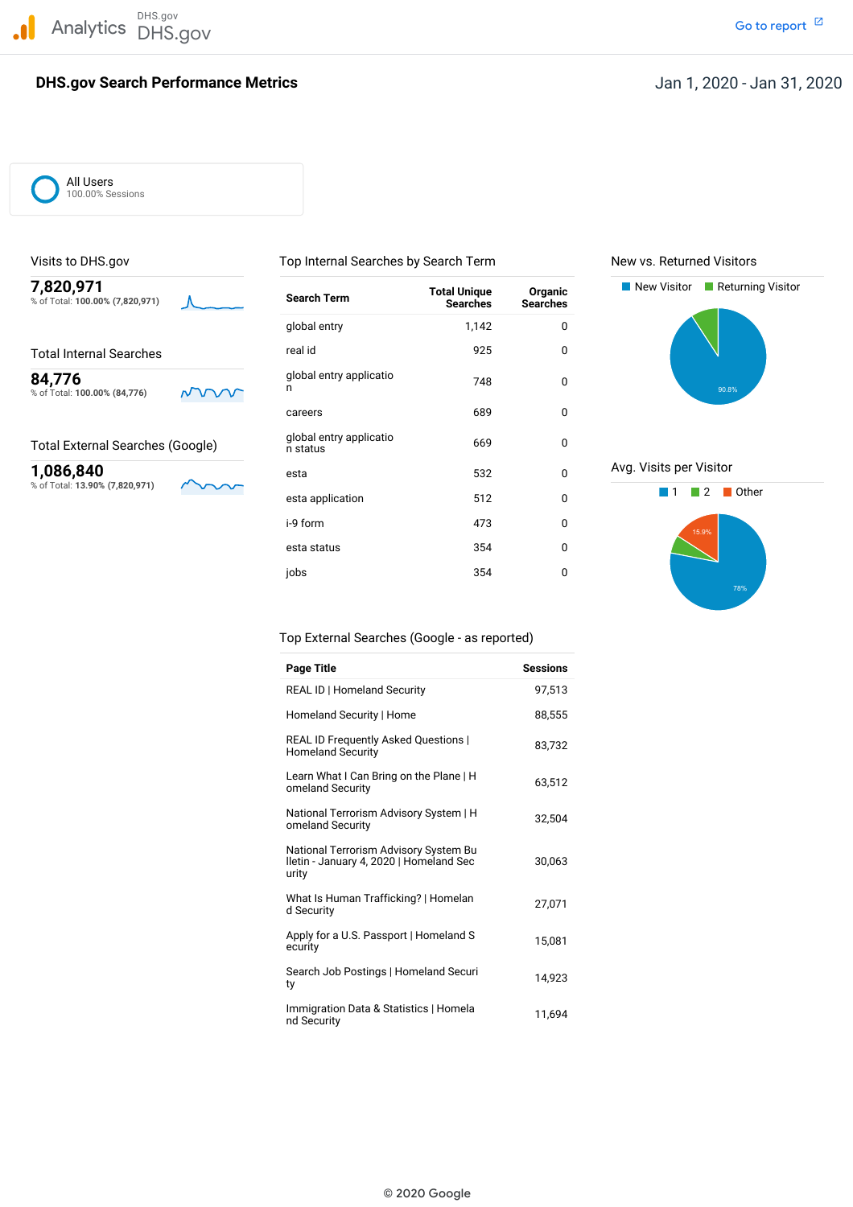Analytics DHS.gov DHS.gov

Go to report

# DHS.gov Search Performance Metrics

Jan 1, 2020 - Jan 31, 2020

All Users
100.00% Sessions

## Visits to DHS.gov

**7,820,971**
% of Total: **100.00% (7,820,971)**

## Total Internal Searches

**84,776**
% of Total: **100.00% (84,776)**

## Total External Searches (Google)

**1,086,840**
% of Total: **13.90% (7,820,971)**

## Top Internal Searches by Search Term

| Search Term | Total Unique Searches | Organic Searches |
|---|---|---|
| global entry | 1,142 | 0 |
| real id | 925 | 0 |
| global entry application | 748 | 0 |
| careers | 689 | 0 |
| global entry application status | 669 | 0 |
| esta | 532 | 0 |
| esta application | 512 | 0 |
| i-9 form | 473 | 0 |
| esta status | 354 | 0 |
| jobs | 354 | 0 |

## New vs. Returned Visitors

New Visitor | Returning Visitor

90.8%

## Avg. Visits per Visitor

1 | 2 | Other

78%
15.9%

## Top External Searches (Google - as reported)

| Page Title | Sessions |
|---|---|
| REAL ID \| Homeland Security | 97,513 |
| Homeland Security \| Home | 88,555 |
| REAL ID Frequently Asked Questions \| Homeland Security | 83,732 |
| Learn What I Can Bring on the Plane \| Homeland Security | 63,512 |
| National Terrorism Advisory System \| Homeland Security | 32,504 |
| National Terrorism Advisory System Bulletin - January 4, 2020 \| Homeland Security | 30,063 |
| What Is Human Trafficking? \| Homeland Security | 27,071 |
| Apply for a U.S. Passport \| Homeland Security | 15,081 |
| Search Job Postings \| Homeland Security | 14,923 |
| Immigration Data & Statistics \| Homeland Security | 11,694 |

© 2020 Google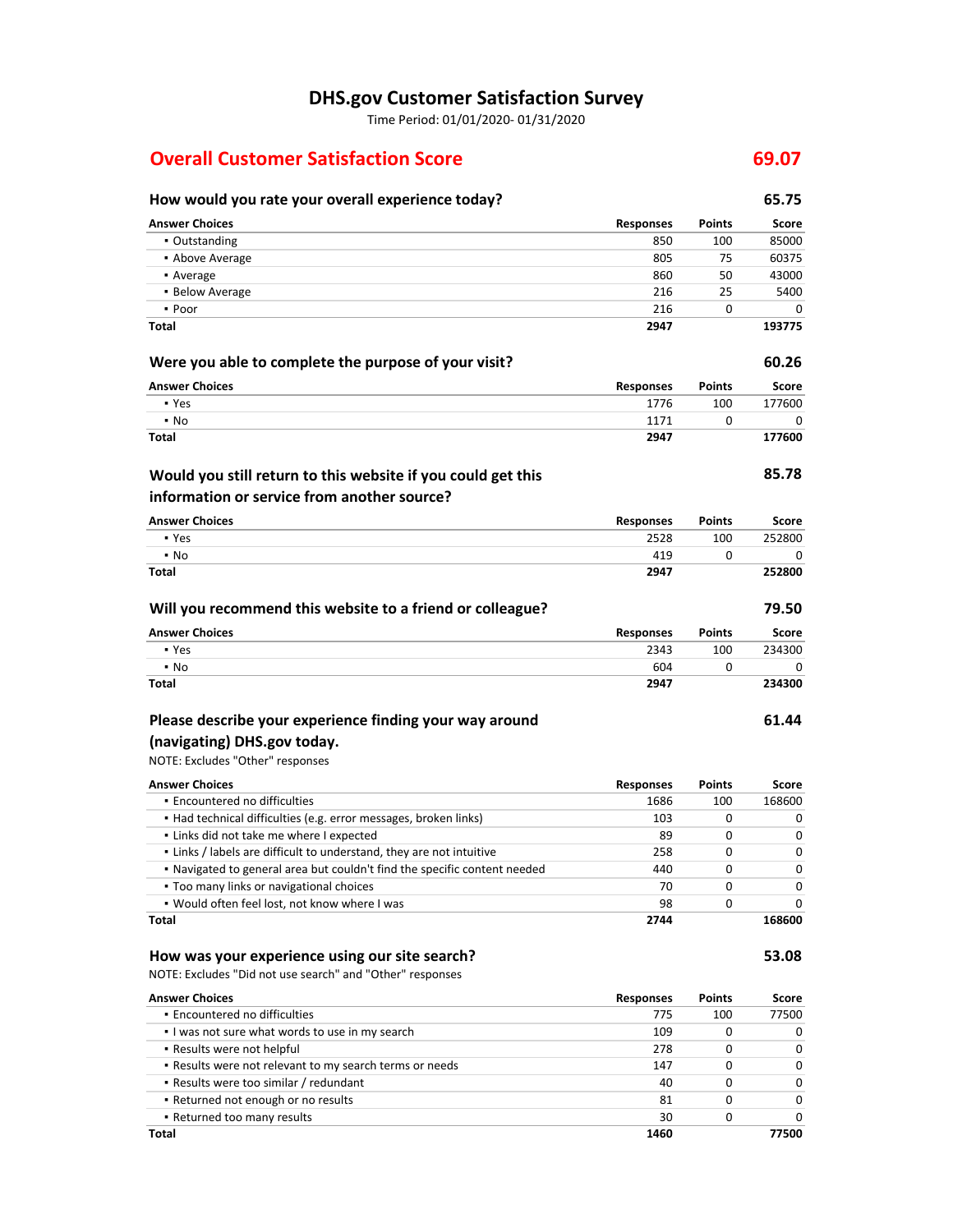# DHS.gov Customer Satisfaction Survey

Time Period: 01/01/2020- 01/31/2020

## Overall Customer Satisfaction Score — 69.07

### How would you rate your overall experience today? — 65.75

| Answer Choices | Responses | Points | Score |
|---|---|---|---|
| ▪ Outstanding | 850 | 100 | 85000 |
| ▪ Above Average | 805 | 75 | 60375 |
| ▪ Average | 860 | 50 | 43000 |
| ▪ Below Average | 216 | 25 | 5400 |
| ▪ Poor | 216 | 0 | 0 |
| **Total** | **2947** | | **193775** |

### Were you able to complete the purpose of your visit? — 60.26

| Answer Choices | Responses | Points | Score |
|---|---|---|---|
| ▪ Yes | 1776 | 100 | 177600 |
| ▪ No | 1171 | 0 | 0 |
| **Total** | **2947** | | **177600** |

### Would you still return to this website if you could get this information or service from another source? — 85.78

| Answer Choices | Responses | Points | Score |
|---|---|---|---|
| ▪ Yes | 2528 | 100 | 252800 |
| ▪ No | 419 | 0 | 0 |
| **Total** | **2947** | | **252800** |

### Will you recommend this website to a friend or colleague? — 79.50

| Answer Choices | Responses | Points | Score |
|---|---|---|---|
| ▪ Yes | 2343 | 100 | 234300 |
| ▪ No | 604 | 0 | 0 |
| **Total** | **2947** | | **234300** |

### Please describe your experience finding your way around (navigating) DHS.gov today. — 61.44

NOTE: Excludes "Other" responses

| Answer Choices | Responses | Points | Score |
|---|---|---|---|
| ▪ Encountered no difficulties | 1686 | 100 | 168600 |
| ▪ Had technical difficulties (e.g. error messages, broken links) | 103 | 0 | 0 |
| ▪ Links did not take me where I expected | 89 | 0 | 0 |
| ▪ Links / labels are difficult to understand, they are not intuitive | 258 | 0 | 0 |
| ▪ Navigated to general area but couldn't find the specific content needed | 440 | 0 | 0 |
| ▪ Too many links or navigational choices | 70 | 0 | 0 |
| ▪ Would often feel lost, not know where I was | 98 | 0 | 0 |
| **Total** | **2744** | | **168600** |

### How was your experience using our site search? — 53.08

NOTE: Excludes "Did not use search" and "Other" responses

| Answer Choices | Responses | Points | Score |
|---|---|---|---|
| ▪ Encountered no difficulties | 775 | 100 | 77500 |
| ▪ I was not sure what words to use in my search | 109 | 0 | 0 |
| ▪ Results were not helpful | 278 | 0 | 0 |
| ▪ Results were not relevant to my search terms or needs | 147 | 0 | 0 |
| ▪ Results were too similar / redundant | 40 | 0 | 0 |
| ▪ Returned not enough or no results | 81 | 0 | 0 |
| ▪ Returned too many results | 30 | 0 | 0 |
| **Total** | **1460** | | **77500** |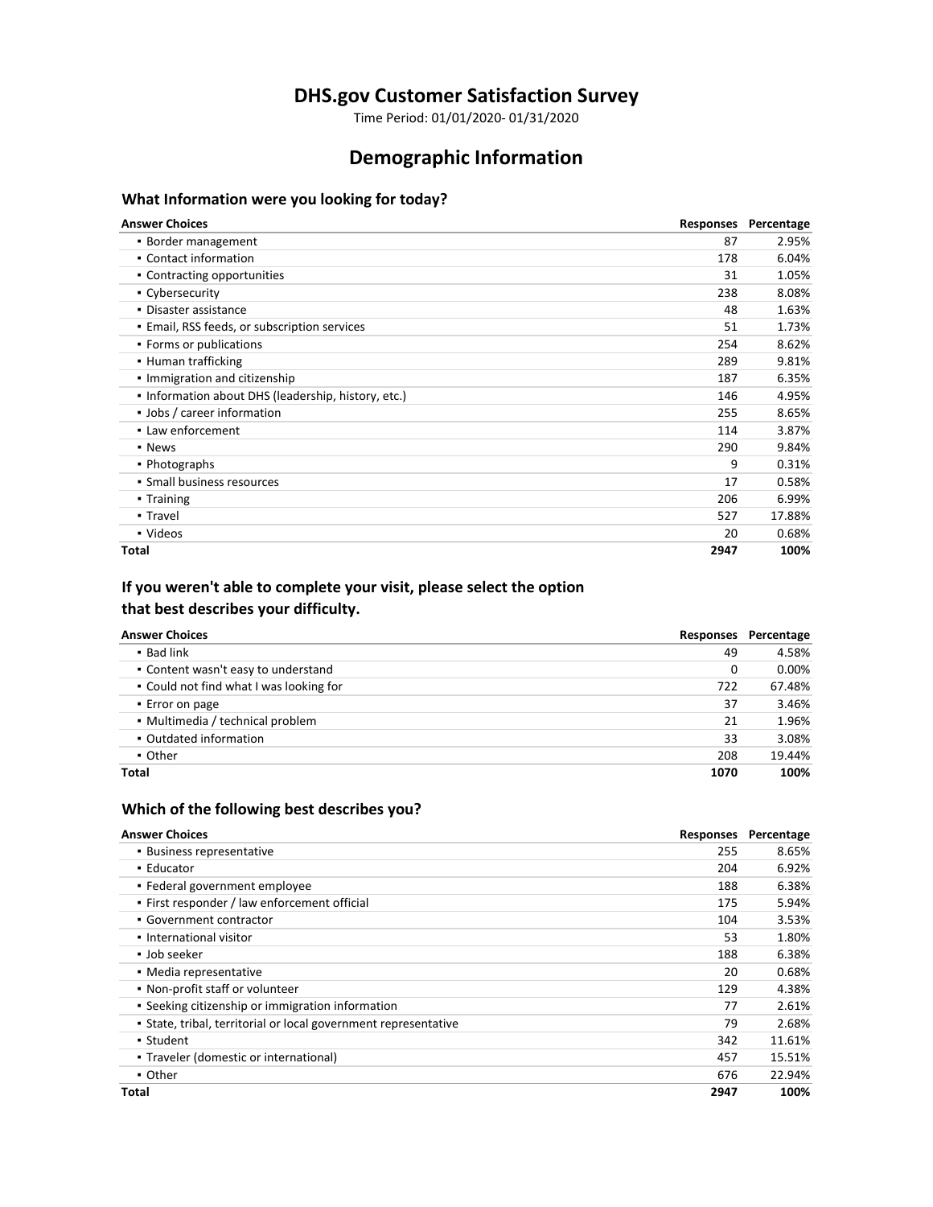# DHS.gov Customer Satisfaction Survey

Time Period: 01/01/2020- 01/31/2020

## Demographic Information

### What Information were you looking for today?

| Answer Choices | Responses | Percentage |
|---|---|---|
| ▪ Border management | 87 | 2.95% |
| ▪ Contact information | 178 | 6.04% |
| ▪ Contracting opportunities | 31 | 1.05% |
| ▪ Cybersecurity | 238 | 8.08% |
| ▪ Disaster assistance | 48 | 1.63% |
| ▪ Email, RSS feeds, or subscription services | 51 | 1.73% |
| ▪ Forms or publications | 254 | 8.62% |
| ▪ Human trafficking | 289 | 9.81% |
| ▪ Immigration and citizenship | 187 | 6.35% |
| ▪ Information about DHS (leadership, history, etc.) | 146 | 4.95% |
| ▪ Jobs / career information | 255 | 8.65% |
| ▪ Law enforcement | 114 | 3.87% |
| ▪ News | 290 | 9.84% |
| ▪ Photographs | 9 | 0.31% |
| ▪ Small business resources | 17 | 0.58% |
| ▪ Training | 206 | 6.99% |
| ▪ Travel | 527 | 17.88% |
| ▪ Videos | 20 | 0.68% |
| **Total** | **2947** | **100%** |

### If you weren't able to complete your visit, please select the option that best describes your difficulty.

| Answer Choices | Responses | Percentage |
|---|---|---|
| ▪ Bad link | 49 | 4.58% |
| ▪ Content wasn't easy to understand | 0 | 0.00% |
| ▪ Could not find what I was looking for | 722 | 67.48% |
| ▪ Error on page | 37 | 3.46% |
| ▪ Multimedia / technical problem | 21 | 1.96% |
| ▪ Outdated information | 33 | 3.08% |
| ▪ Other | 208 | 19.44% |
| **Total** | **1070** | **100%** |

### Which of the following best describes you?

| Answer Choices | Responses | Percentage |
|---|---|---|
| ▪ Business representative | 255 | 8.65% |
| ▪ Educator | 204 | 6.92% |
| ▪ Federal government employee | 188 | 6.38% |
| ▪ First responder / law enforcement official | 175 | 5.94% |
| ▪ Government contractor | 104 | 3.53% |
| ▪ International visitor | 53 | 1.80% |
| ▪ Job seeker | 188 | 6.38% |
| ▪ Media representative | 20 | 0.68% |
| ▪ Non-profit staff or volunteer | 129 | 4.38% |
| ▪ Seeking citizenship or immigration information | 77 | 2.61% |
| ▪ State, tribal, territorial or local government representative | 79 | 2.68% |
| ▪ Student | 342 | 11.61% |
| ▪ Traveler (domestic or international) | 457 | 15.51% |
| ▪ Other | 676 | 22.94% |
| **Total** | **2947** | **100%** |